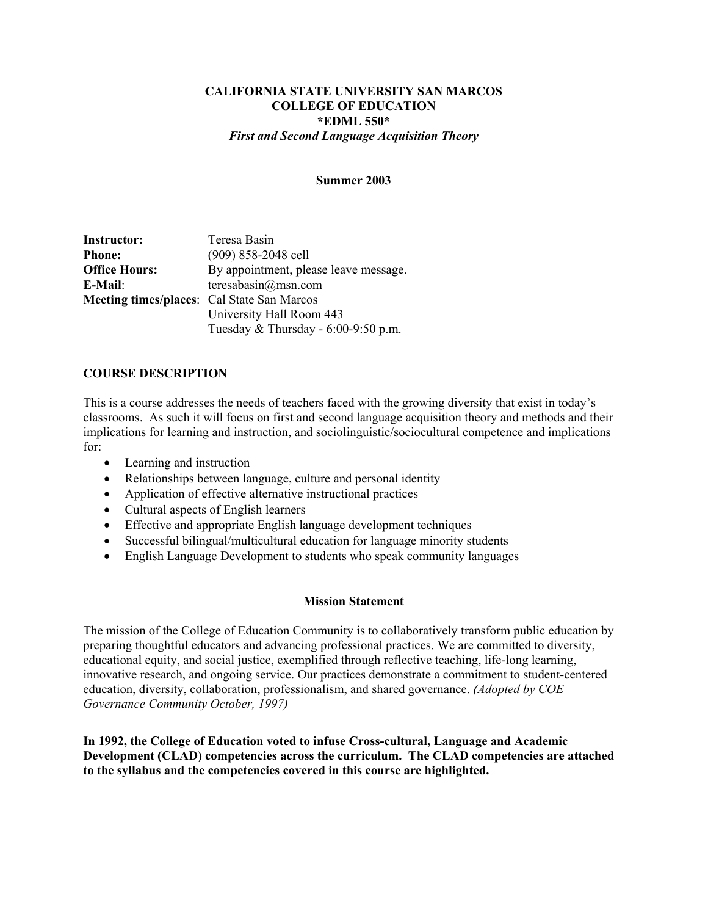**CALIFORNIA STATE UNIVERSITY SAN MARCOS**
**COLLEGE OF EDUCATION**
**\*EDML 550\***
***First and Second Language Acquisition Theory***

**Summer 2003**

**Instructor:** Teresa Basin
**Phone:** (909) 858-2048 cell
**Office Hours:** By appointment, please leave message.
**E-Mail**: teresabasin@msn.com
**Meeting times/places**: Cal State San Marcos
University Hall Room 443
Tuesday & Thursday - 6:00-9:50 p.m.

## COURSE DESCRIPTION

This is a course addresses the needs of teachers faced with the growing diversity that exist in today's classrooms. As such it will focus on first and second language acquisition theory and methods and their implications for learning and instruction, and sociolinguistic/sociocultural competence and implications for:

- Learning and instruction
- Relationships between language, culture and personal identity
- Application of effective alternative instructional practices
- Cultural aspects of English learners
- Effective and appropriate English language development techniques
- Successful bilingual/multicultural education for language minority students
- English Language Development to students who speak community languages

### Mission Statement

The mission of the College of Education Community is to collaboratively transform public education by preparing thoughtful educators and advancing professional practices. We are committed to diversity, educational equity, and social justice, exemplified through reflective teaching, life-long learning, innovative research, and ongoing service. Our practices demonstrate a commitment to student-centered education, diversity, collaboration, professionalism, and shared governance. *(Adopted by COE Governance Community October, 1997)*

**In 1992, the College of Education voted to infuse Cross-cultural, Language and Academic Development (CLAD) competencies across the curriculum. The CLAD competencies are attached to the syllabus and the competencies covered in this course are highlighted.**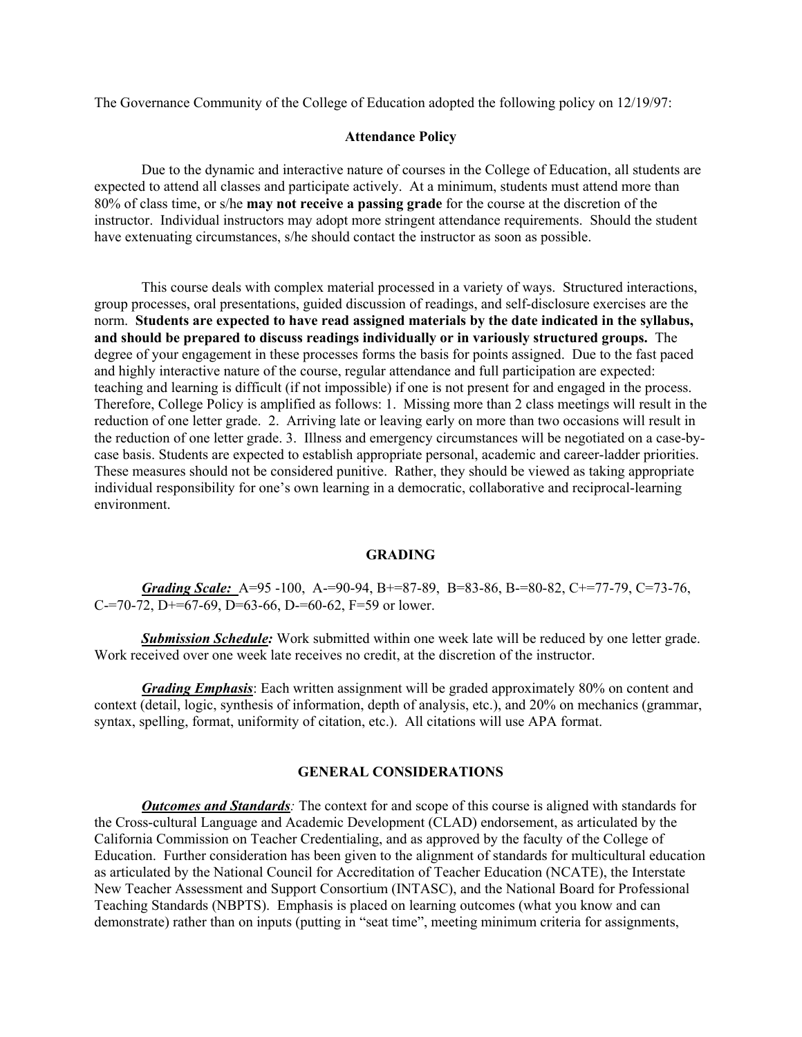The Governance Community of the College of Education adopted the following policy on 12/19/97:

### Attendance Policy

Due to the dynamic and interactive nature of courses in the College of Education, all students are expected to attend all classes and participate actively. At a minimum, students must attend more than 80% of class time, or s/he **may not receive a passing grade** for the course at the discretion of the instructor. Individual instructors may adopt more stringent attendance requirements. Should the student have extenuating circumstances, s/he should contact the instructor as soon as possible.

This course deals with complex material processed in a variety of ways. Structured interactions, group processes, oral presentations, guided discussion of readings, and self-disclosure exercises are the norm. **Students are expected to have read assigned materials by the date indicated in the syllabus, and should be prepared to discuss readings individually or in variously structured groups.** The degree of your engagement in these processes forms the basis for points assigned. Due to the fast paced and highly interactive nature of the course, regular attendance and full participation are expected: teaching and learning is difficult (if not impossible) if one is not present for and engaged in the process. Therefore, College Policy is amplified as follows: 1. Missing more than 2 class meetings will result in the reduction of one letter grade. 2. Arriving late or leaving early on more than two occasions will result in the reduction of one letter grade. 3. Illness and emergency circumstances will be negotiated on a case-by-case basis. Students are expected to establish appropriate personal, academic and career-ladder priorities. These measures should not be considered punitive. Rather, they should be viewed as taking appropriate individual responsibility for one's own learning in a democratic, collaborative and reciprocal-learning environment.

### GRADING

***Grading Scale:*** A=95 -100, A-=90-94, B+=87-89, B=83-86, B-=80-82, C+=77-79, C=73-76, C-=70-72, D+=67-69, D=63-66, D-=60-62, F=59 or lower.

***Submission Schedule:*** Work submitted within one week late will be reduced by one letter grade. Work received over one week late receives no credit, at the discretion of the instructor.

***Grading Emphasis***: Each written assignment will be graded approximately 80% on content and context (detail, logic, synthesis of information, depth of analysis, etc.), and 20% on mechanics (grammar, syntax, spelling, format, uniformity of citation, etc.). All citations will use APA format.

### GENERAL CONSIDERATIONS

***Outcomes and Standards****:* The context for and scope of this course is aligned with standards for the Cross-cultural Language and Academic Development (CLAD) endorsement, as articulated by the California Commission on Teacher Credentialing, and as approved by the faculty of the College of Education. Further consideration has been given to the alignment of standards for multicultural education as articulated by the National Council for Accreditation of Teacher Education (NCATE), the Interstate New Teacher Assessment and Support Consortium (INTASC), and the National Board for Professional Teaching Standards (NBPTS). Emphasis is placed on learning outcomes (what you know and can demonstrate) rather than on inputs (putting in "seat time", meeting minimum criteria for assignments,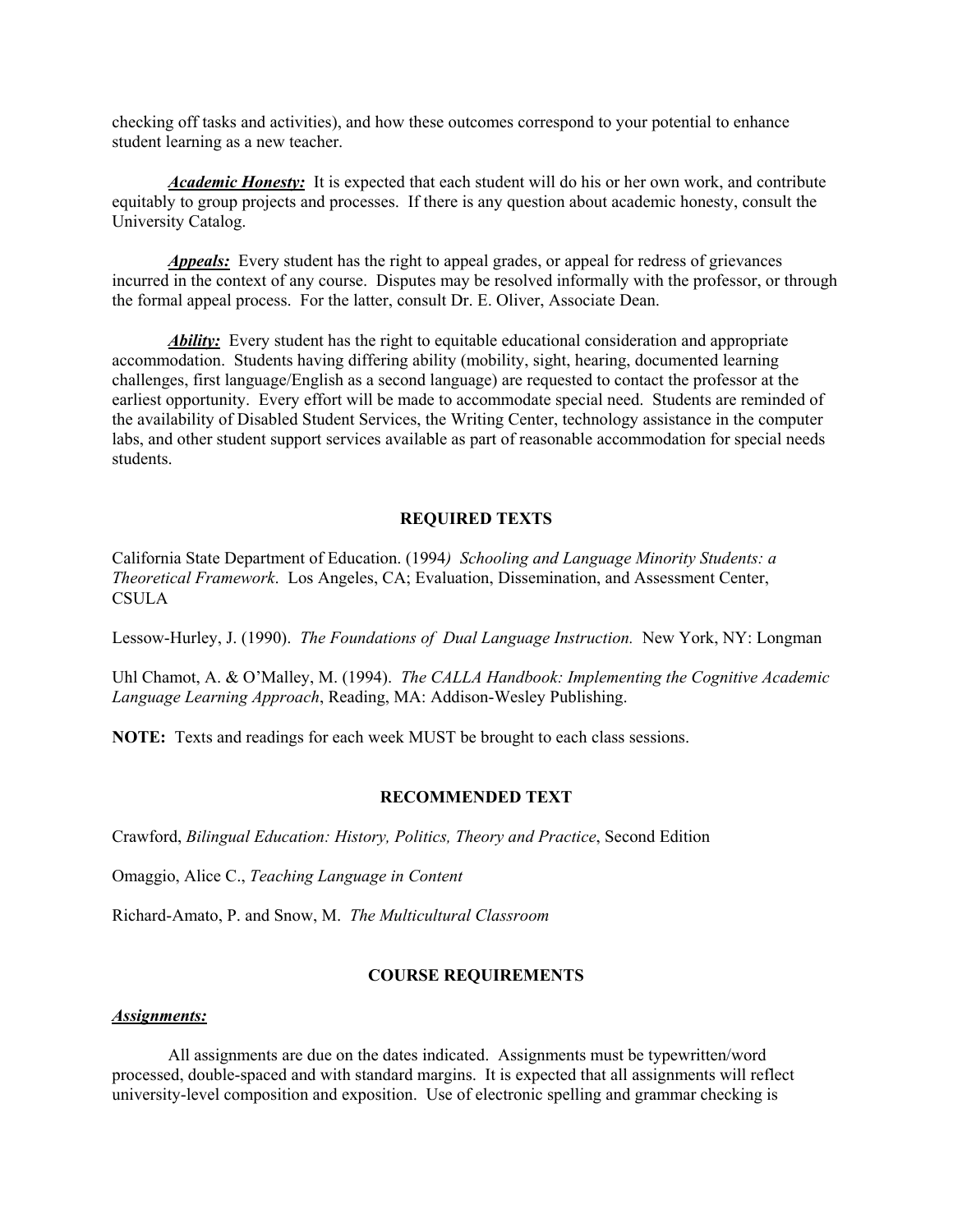checking off tasks and activities), and how these outcomes correspond to your potential to enhance student learning as a new teacher.

***Academic Honesty:*** It is expected that each student will do his or her own work, and contribute equitably to group projects and processes. If there is any question about academic honesty, consult the University Catalog.

***Appeals:*** Every student has the right to appeal grades, or appeal for redress of grievances incurred in the context of any course. Disputes may be resolved informally with the professor, or through the formal appeal process. For the latter, consult Dr. E. Oliver, Associate Dean.

***Ability:*** Every student has the right to equitable educational consideration and appropriate accommodation. Students having differing ability (mobility, sight, hearing, documented learning challenges, first language/English as a second language) are requested to contact the professor at the earliest opportunity. Every effort will be made to accommodate special need. Students are reminded of the availability of Disabled Student Services, the Writing Center, technology assistance in the computer labs, and other student support services available as part of reasonable accommodation for special needs students.

## REQUIRED TEXTS

California State Department of Education. (1994*) Schooling and Language Minority Students: a Theoretical Framework*. Los Angeles, CA; Evaluation, Dissemination, and Assessment Center, CSULA

Lessow-Hurley, J. (1990). *The Foundations of Dual Language Instruction.* New York, NY: Longman

Uhl Chamot, A. & O'Malley, M. (1994). *The CALLA Handbook: Implementing the Cognitive Academic Language Learning Approach*, Reading, MA: Addison-Wesley Publishing.

**NOTE:** Texts and readings for each week MUST be brought to each class sessions.

## RECOMMENDED TEXT

Crawford, *Bilingual Education: History, Politics, Theory and Practice*, Second Edition

Omaggio, Alice C., *Teaching Language in Content*

Richard-Amato, P. and Snow, M. *The Multicultural Classroom*

## COURSE REQUIREMENTS

***Assignments:***

All assignments are due on the dates indicated. Assignments must be typewritten/word processed, double-spaced and with standard margins. It is expected that all assignments will reflect university-level composition and exposition. Use of electronic spelling and grammar checking is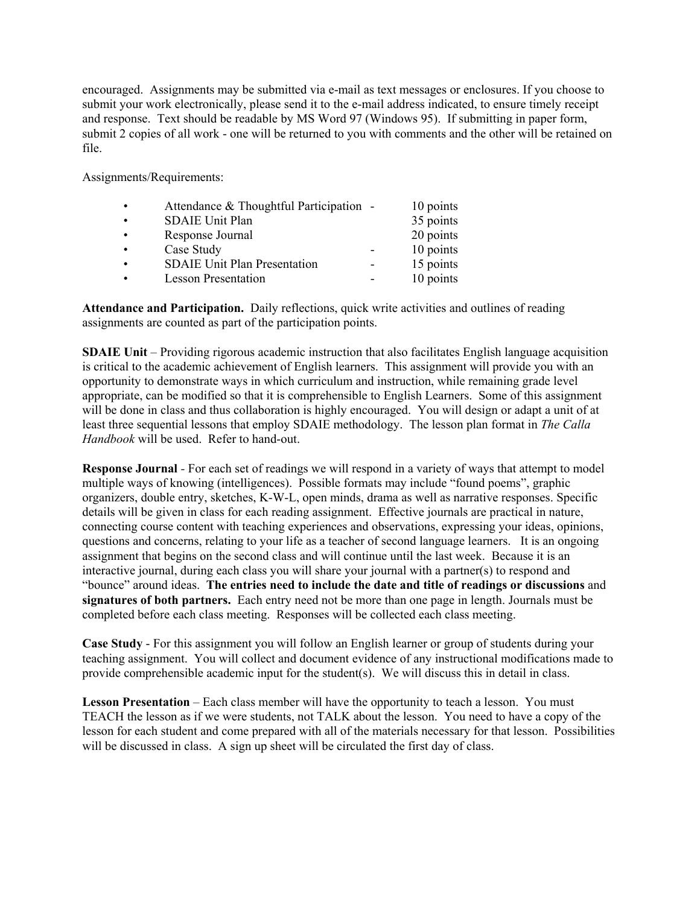encouraged. Assignments may be submitted via e-mail as text messages or enclosures. If you choose to submit your work electronically, please send it to the e-mail address indicated, to ensure timely receipt and response. Text should be readable by MS Word 97 (Windows 95). If submitting in paper form, submit 2 copies of all work - one will be returned to you with comments and the other will be retained on file.

Assignments/Requirements:

- Attendance & Thoughtful Participation - 10 points
- SDAIE Unit Plan 35 points
- Response Journal 20 points
- Case Study - 10 points
- SDAIE Unit Plan Presentation - 15 points
- Lesson Presentation - 10 points

**Attendance and Participation.** Daily reflections, quick write activities and outlines of reading assignments are counted as part of the participation points.

**SDAIE Unit** – Providing rigorous academic instruction that also facilitates English language acquisition is critical to the academic achievement of English learners. This assignment will provide you with an opportunity to demonstrate ways in which curriculum and instruction, while remaining grade level appropriate, can be modified so that it is comprehensible to English Learners. Some of this assignment will be done in class and thus collaboration is highly encouraged. You will design or adapt a unit of at least three sequential lessons that employ SDAIE methodology. The lesson plan format in *The Calla Handbook* will be used. Refer to hand-out.

**Response Journal** - For each set of readings we will respond in a variety of ways that attempt to model multiple ways of knowing (intelligences). Possible formats may include "found poems", graphic organizers, double entry, sketches, K-W-L, open minds, drama as well as narrative responses. Specific details will be given in class for each reading assignment. Effective journals are practical in nature, connecting course content with teaching experiences and observations, expressing your ideas, opinions, questions and concerns, relating to your life as a teacher of second language learners. It is an ongoing assignment that begins on the second class and will continue until the last week. Because it is an interactive journal, during each class you will share your journal with a partner(s) to respond and "bounce" around ideas. **The entries need to include the date and title of readings or discussions** and **signatures of both partners.** Each entry need not be more than one page in length. Journals must be completed before each class meeting. Responses will be collected each class meeting.

**Case Study** - For this assignment you will follow an English learner or group of students during your teaching assignment. You will collect and document evidence of any instructional modifications made to provide comprehensible academic input for the student(s). We will discuss this in detail in class.

**Lesson Presentation** – Each class member will have the opportunity to teach a lesson. You must TEACH the lesson as if we were students, not TALK about the lesson. You need to have a copy of the lesson for each student and come prepared with all of the materials necessary for that lesson. Possibilities will be discussed in class. A sign up sheet will be circulated the first day of class.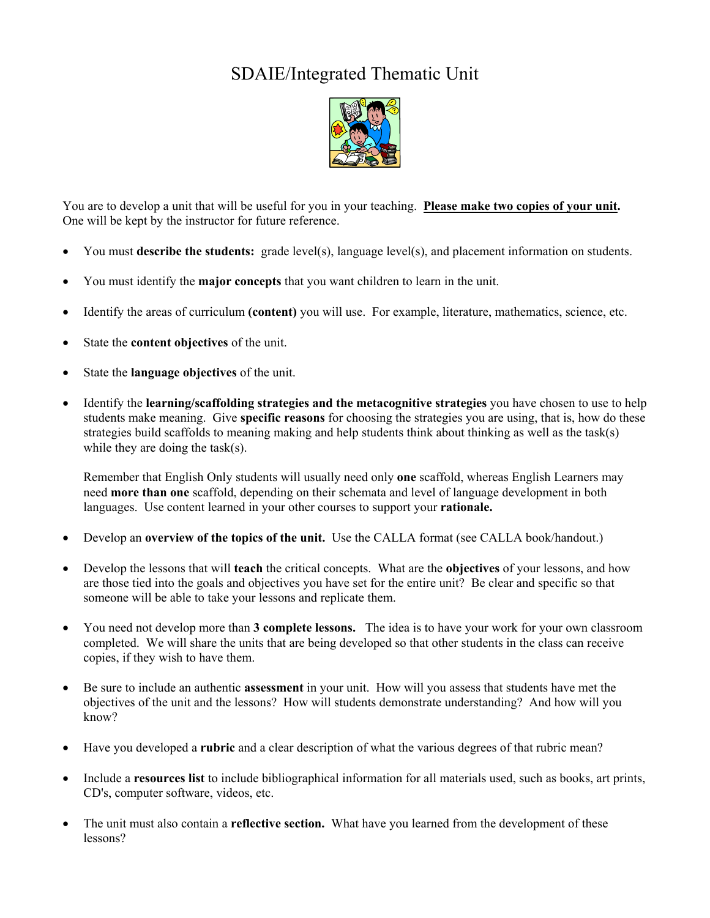# SDAIE/Integrated Thematic Unit

You are to develop a unit that will be useful for you in your teaching. **Please make two copies of your unit.** One will be kept by the instructor for future reference.

- You must **describe the students:** grade level(s), language level(s), and placement information on students.
- You must identify the **major concepts** that you want children to learn in the unit.
- Identify the areas of curriculum **(content)** you will use. For example, literature, mathematics, science, etc.
- State the **content objectives** of the unit.
- State the **language objectives** of the unit.
- Identify the **learning/scaffolding strategies and the metacognitive strategies** you have chosen to use to help students make meaning. Give **specific reasons** for choosing the strategies you are using, that is, how do these strategies build scaffolds to meaning making and help students think about thinking as well as the task(s) while they are doing the task(s).

  Remember that English Only students will usually need only **one** scaffold, whereas English Learners may need **more than one** scaffold, depending on their schemata and level of language development in both languages. Use content learned in your other courses to support your **rationale.**

- Develop an **overview of the topics of the unit.** Use the CALLA format (see CALLA book/handout.)
- Develop the lessons that will **teach** the critical concepts. What are the **objectives** of your lessons, and how are those tied into the goals and objectives you have set for the entire unit? Be clear and specific so that someone will be able to take your lessons and replicate them.
- You need not develop more than **3 complete lessons.** The idea is to have your work for your own classroom completed. We will share the units that are being developed so that other students in the class can receive copies, if they wish to have them.
- Be sure to include an authentic **assessment** in your unit. How will you assess that students have met the objectives of the unit and the lessons? How will students demonstrate understanding? And how will you know?
- Have you developed a **rubric** and a clear description of what the various degrees of that rubric mean?
- Include a **resources list** to include bibliographical information for all materials used, such as books, art prints, CD's, computer software, videos, etc.
- The unit must also contain a **reflective section.** What have you learned from the development of these lessons?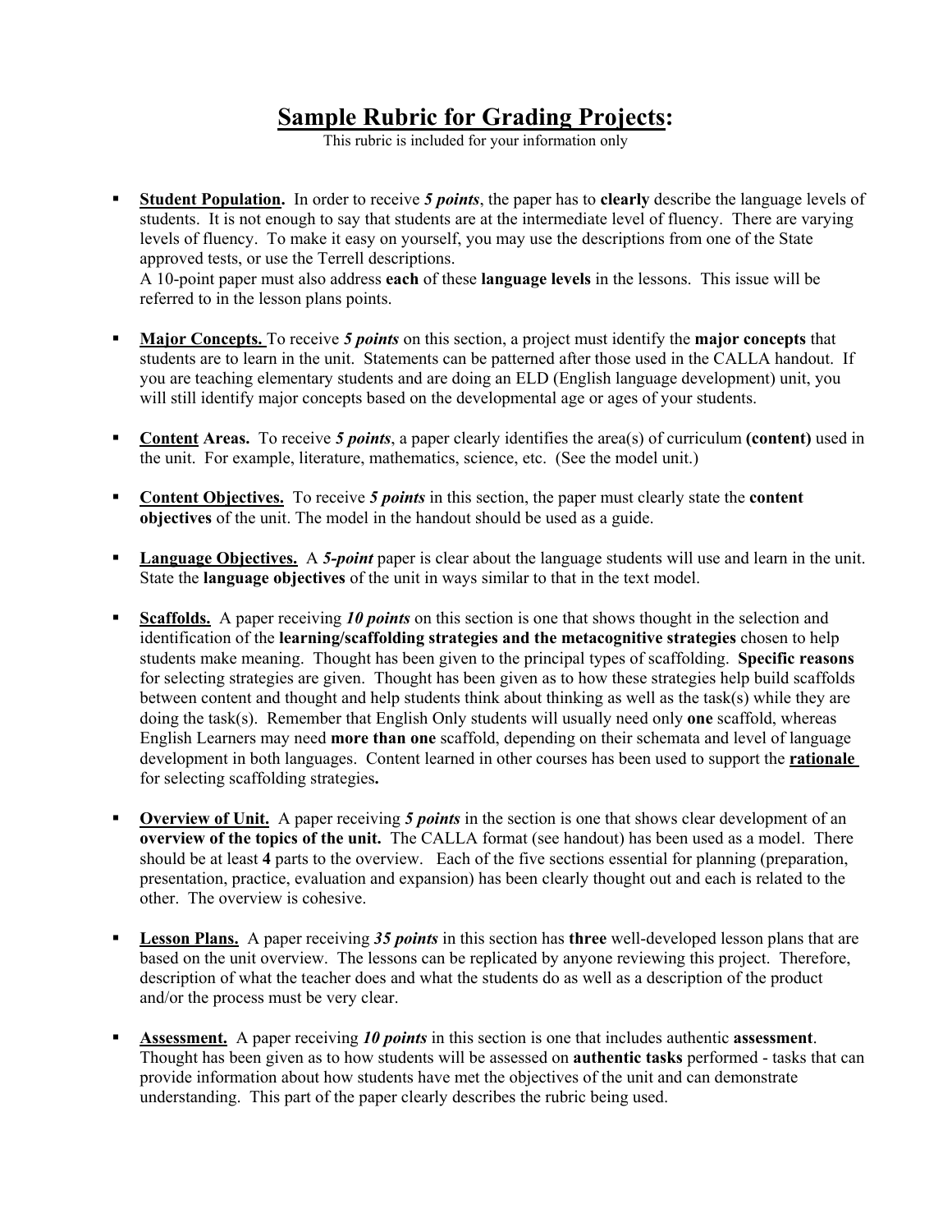# <u>Sample Rubric for Grading Projects</u>:

This rubric is included for your information only

- **<u>Student Population</u>.** In order to receive ***5 points***, the paper has to **clearly** describe the language levels of students. It is not enough to say that students are at the intermediate level of fluency. There are varying levels of fluency. To make it easy on yourself, you may use the descriptions from one of the State approved tests, or use the Terrell descriptions.
  A 10-point paper must also address **each** of these **language levels** in the lessons. This issue will be referred to in the lesson plans points.

- **<u>Major Concepts.</u>** To receive ***5 points*** on this section, a project must identify the **major concepts** that students are to learn in the unit. Statements can be patterned after those used in the CALLA handout. If you are teaching elementary students and are doing an ELD (English language development) unit, you will still identify major concepts based on the developmental age or ages of your students.

- **<u>Content</u> Areas.** To receive ***5 points***, a paper clearly identifies the area(s) of curriculum **(content)** used in the unit. For example, literature, mathematics, science, etc. (See the model unit.)

- **<u>Content Objectives.</u>** To receive ***5 points*** in this section, the paper must clearly state the **content objectives** of the unit. The model in the handout should be used as a guide.

- **<u>Language Objectives.</u>** A ***5-point*** paper is clear about the language students will use and learn in the unit. State the **language objectives** of the unit in ways similar to that in the text model.

- **<u>Scaffolds.</u>** A paper receiving ***10 points*** on this section is one that shows thought in the selection and identification of the **learning/scaffolding strategies and the metacognitive strategies** chosen to help students make meaning. Thought has been given to the principal types of scaffolding. **Specific reasons** for selecting strategies are given. Thought has been given as to how these strategies help build scaffolds between content and thought and help students think about thinking as well as the task(s) while they are doing the task(s). Remember that English Only students will usually need only **one** scaffold, whereas English Learners may need **more than one** scaffold, depending on their schemata and level of language development in both languages. Content learned in other courses has been used to support the **<u>rationale</u>** for selecting scaffolding strategies**.**

- **<u>Overview of Unit.</u>** A paper receiving ***5 points*** in the section is one that shows clear development of an **overview of the topics of the unit.** The CALLA format (see handout) has been used as a model. There should be at least **4** parts to the overview. Each of the five sections essential for planning (preparation, presentation, practice, evaluation and expansion) has been clearly thought out and each is related to the other. The overview is cohesive.

- **<u>Lesson Plans.</u>** A paper receiving ***35 points*** in this section has **three** well-developed lesson plans that are based on the unit overview. The lessons can be replicated by anyone reviewing this project. Therefore, description of what the teacher does and what the students do as well as a description of the product and/or the process must be very clear.

- **<u>Assessment.</u>** A paper receiving ***10 points*** in this section is one that includes authentic **assessment**. Thought has been given as to how students will be assessed on **authentic tasks** performed - tasks that can provide information about how students have met the objectives of the unit and can demonstrate understanding. This part of the paper clearly describes the rubric being used.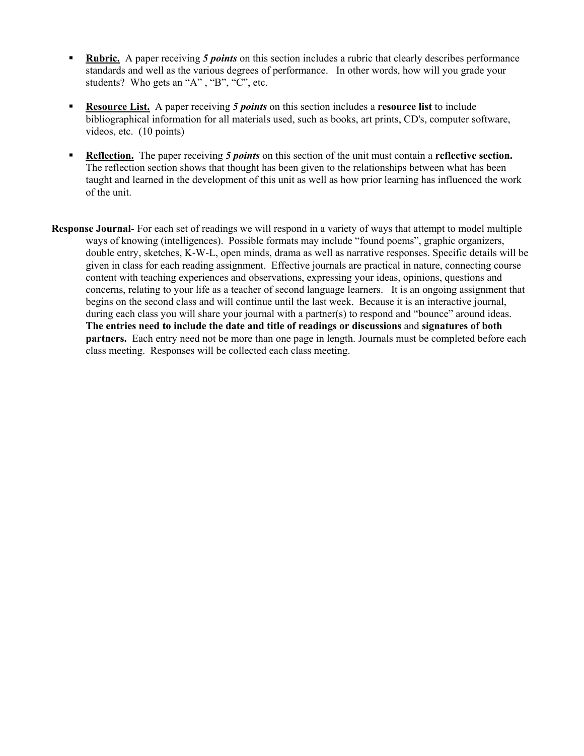- **Rubric.** A paper receiving ***5 points*** on this section includes a rubric that clearly describes performance standards and well as the various degrees of performance. In other words, how will you grade your students? Who gets an "A" , "B", "C", etc.

- **Resource List.** A paper receiving ***5 points*** on this section includes a **resource list** to include bibliographical information for all materials used, such as books, art prints, CD's, computer software, videos, etc. (10 points)

- **Reflection.** The paper receiving ***5 points*** on this section of the unit must contain a **reflective section.** The reflection section shows that thought has been given to the relationships between what has been taught and learned in the development of this unit as well as how prior learning has influenced the work of the unit.

**Response Journal**- For each set of readings we will respond in a variety of ways that attempt to model multiple ways of knowing (intelligences). Possible formats may include "found poems", graphic organizers, double entry, sketches, K-W-L, open minds, drama as well as narrative responses. Specific details will be given in class for each reading assignment. Effective journals are practical in nature, connecting course content with teaching experiences and observations, expressing your ideas, opinions, questions and concerns, relating to your life as a teacher of second language learners. It is an ongoing assignment that begins on the second class and will continue until the last week. Because it is an interactive journal, during each class you will share your journal with a partner(s) to respond and "bounce" around ideas. **The entries need to include the date and title of readings or discussions** and **signatures of both partners.** Each entry need not be more than one page in length. Journals must be completed before each class meeting. Responses will be collected each class meeting.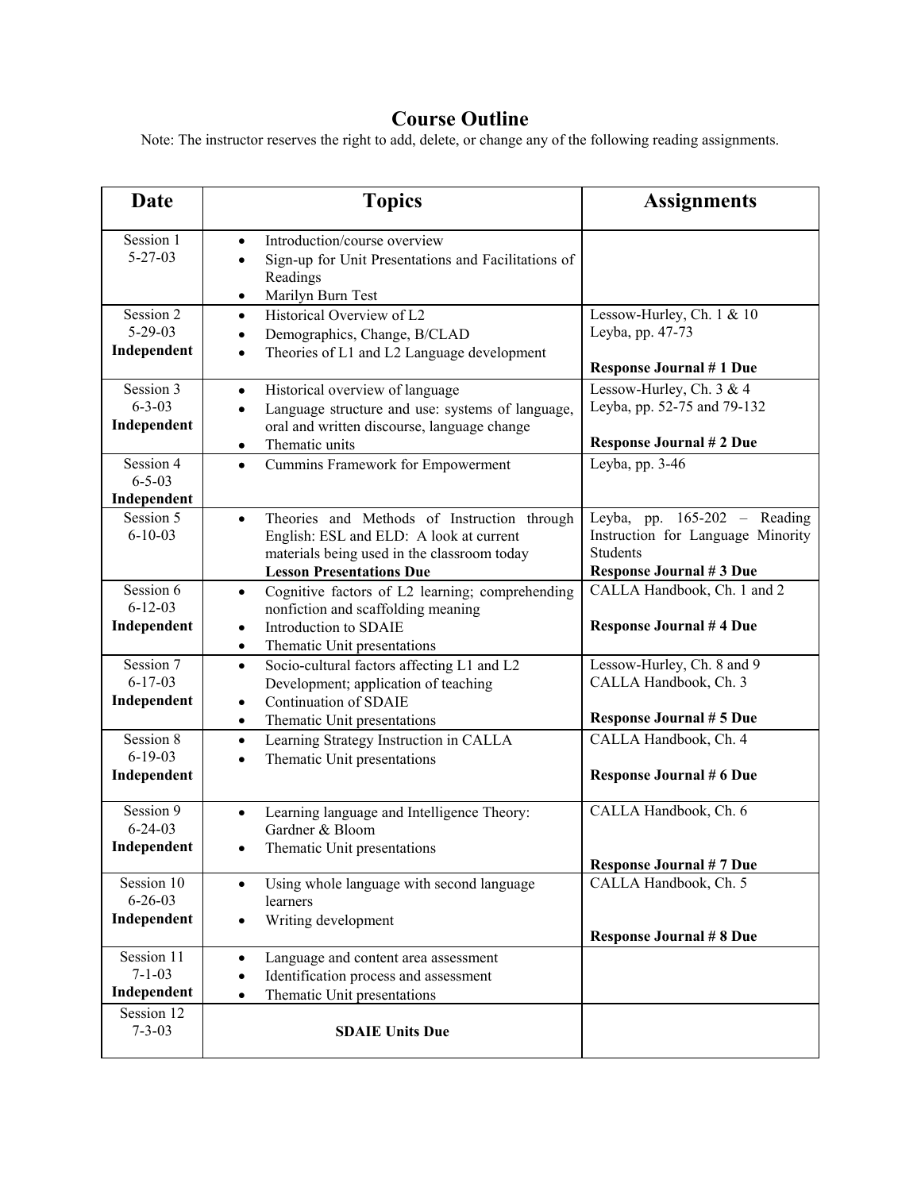# Course Outline

Note: The instructor reserves the right to add, delete, or change any of the following reading assignments.

| Date | Topics | Assignments |
| --- | --- | --- |
| Session 1<br>5-27-03 | • Introduction/course overview<br>• Sign-up for Unit Presentations and Facilitations of Readings<br>• Marilyn Burn Test | |
| Session 2<br>5-29-03<br>**Independent** | • Historical Overview of L2<br>• Demographics, Change, B/CLAD<br>• Theories of L1 and L2 Language development | Lessow-Hurley, Ch. 1 & 10<br>Leyba, pp. 47-73<br><br>**Response Journal # 1 Due** |
| Session 3<br>6-3-03<br>**Independent** | • Historical overview of language<br>• Language structure and use: systems of language, oral and written discourse, language change<br>• Thematic units | Lessow-Hurley, Ch. 3 & 4<br>Leyba, pp. 52-75 and 79-132<br><br>**Response Journal # 2 Due** |
| Session 4<br>6-5-03<br>**Independent** | • Cummins Framework for Empowerment | Leyba, pp. 3-46 |
| Session 5<br>6-10-03 | • Theories and Methods of Instruction through English: ESL and ELD: A look at current materials being used in the classroom today<br>**Lesson Presentations Due** | Leyba, pp. 165-202 – Reading Instruction for Language Minority Students<br>**Response Journal # 3 Due** |
| Session 6<br>6-12-03<br>**Independent** | • Cognitive factors of L2 learning; comprehending nonfiction and scaffolding meaning<br>• Introduction to SDAIE<br>• Thematic Unit presentations | CALLA Handbook, Ch. 1 and 2<br><br>**Response Journal # 4 Due** |
| Session 7<br>6-17-03<br>**Independent** | • Socio-cultural factors affecting L1 and L2 Development; application of teaching<br>• Continuation of SDAIE<br>• Thematic Unit presentations | Lessow-Hurley, Ch. 8 and 9<br>CALLA Handbook, Ch. 3<br><br>**Response Journal # 5 Due** |
| Session 8<br>6-19-03<br>**Independent** | • Learning Strategy Instruction in CALLA<br>• Thematic Unit presentations | CALLA Handbook, Ch. 4<br><br>**Response Journal # 6 Due** |
| Session 9<br>6-24-03<br>**Independent** | • Learning language and Intelligence Theory: Gardner & Bloom<br>• Thematic Unit presentations | CALLA Handbook, Ch. 6<br><br>**Response Journal # 7 Due** |
| Session 10<br>6-26-03<br>**Independent** | • Using whole language with second language learners<br>• Writing development | CALLA Handbook, Ch. 5<br><br>**Response Journal # 8 Due** |
| Session 11<br>7-1-03<br>**Independent** | • Language and content area assessment<br>• Identification process and assessment<br>• Thematic Unit presentations | |
| Session 12<br>7-3-03 | **SDAIE Units Due** | |